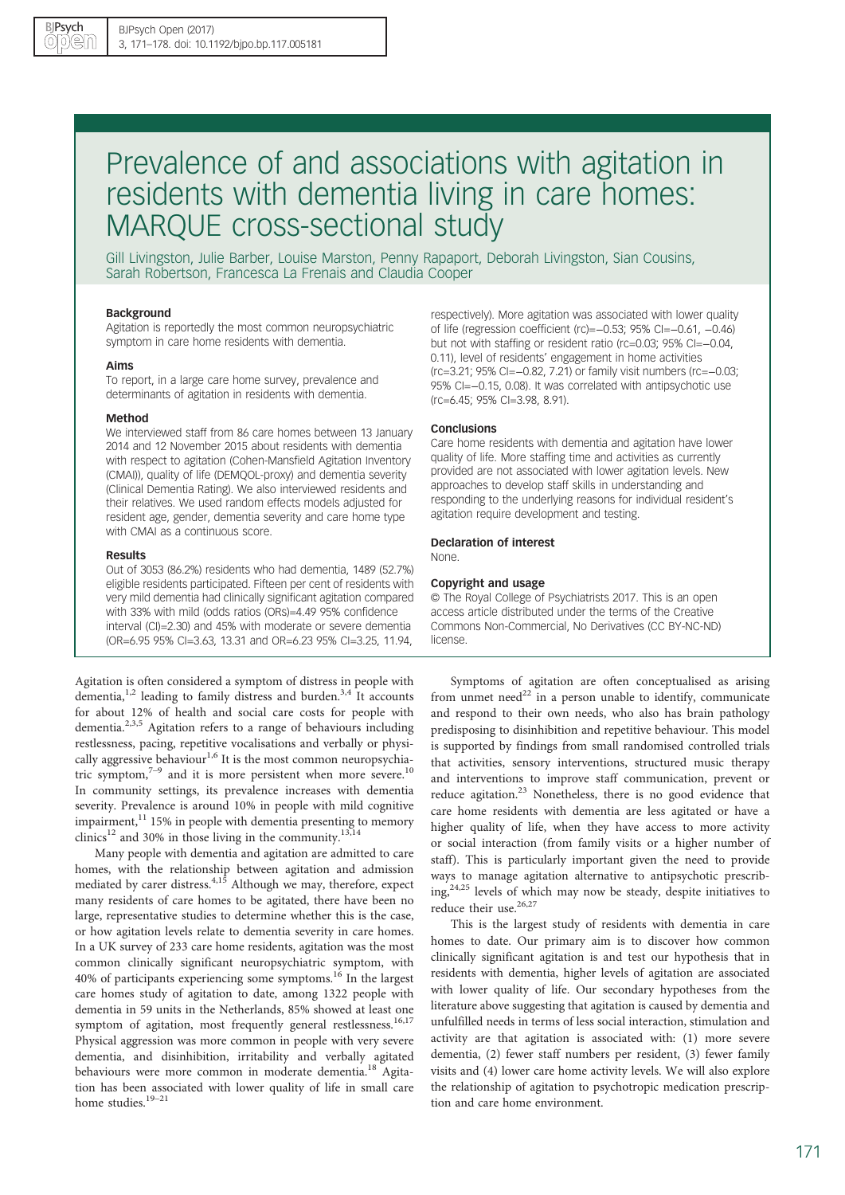# Prevalence of and associations with agitation in residents with dementia living in care homes: MARQUE cross-sectional study

Gill Livingston, Julie Barber, Louise Marston, Penny Rapaport, Deborah Livingston, Sian Cousins, Sarah Robertson, Francesca La Frenais and Claudia Cooper

### Background

Agitation is reportedly the most common neuropsychiatric symptom in care home residents with dementia.

### Aims

To report, in a large care home survey, prevalence and determinants of agitation in residents with dementia.

### Method

We interviewed staff from 86 care homes between 13 January 2014 and 12 November 2015 about residents with dementia with respect to agitation (Cohen-Mansfield Agitation Inventory (CMAI)), quality of life (DEMQOL-proxy) and dementia severity (Clinical Dementia Rating). We also interviewed residents and their relatives. We used random effects models adjusted for resident age, gender, dementia severity and care home type with CMAI as a continuous score.

### Results

Out of 3053 (86.2%) residents who had dementia, 1489 (52.7%) eligible residents participated. Fifteen per cent of residents with very mild dementia had clinically significant agitation compared with 33% with mild (odds ratios (ORs)=4.49 95% confidence interval (CI)=2.30) and 45% with moderate or severe dementia (OR=6.95 95% CI=3.63, 13.31 and OR=6.23 95% CI=3.25, 11.94, respectively). More agitation was associated with lower quality of life (regression coefficient (rc)=−0.53; 95% CI=−0.61, −0.46) but not with staffing or resident ratio (rc=0.03; 95% CI=−0.04, 0.11), level of residents' engagement in home activities (rc=3.21; 95% CI=−0.82, 7.21) or family visit numbers (rc=−0.03; 95% CI=−0.15, 0.08). It was correlated with antipsychotic use (rc=6.45; 95% CI=3.98, 8.91).

### Conclusions

Care home residents with dementia and agitation have lower quality of life. More staffing time and activities as currently provided are not associated with lower agitation levels. New approaches to develop staff skills in understanding and responding to the underlying reasons for individual resident's agitation require development and testing.

### Declaration of interest

None.

### Copyright and usage

© The Royal College of Psychiatrists 2017. This is an open access article distributed under the terms of the Creative Commons Non-Commercial, No Derivatives (CC BY-NC-ND) license.

Agitation is often considered a symptom of distress in people with dementia,[1,2] leading to family distress and burden.[3,4] It accounts for about 12% of health and social care costs for people with dementia.[2,3,5] Agitation refers to a range of behaviours including restlessness, pacing, repetitive vocalisations and verbally or physically aggressive behaviour[1,6] It is the most common neuropsychiatric symptom,[7–9] and it is more persistent when more severe.[10] In community settings, its prevalence increases with dementia severity. Prevalence is around 10% in people with mild cognitive impairment,[11] 15% in people with dementia presenting to memory clinics[12] and 30% in those living in the community.[13,14]

Many people with dementia and agitation are admitted to care homes, with the relationship between agitation and admission mediated by carer distress.[4,15] Although we may, therefore, expect many residents of care homes to be agitated, there have been no large, representative studies to determine whether this is the case, or how agitation levels relate to dementia severity in care homes. In a UK survey of 233 care home residents, agitation was the most common clinically significant neuropsychiatric symptom, with 40% of participants experiencing some symptoms.[16] In the largest care homes study of agitation to date, among 1322 people with dementia in 59 units in the Netherlands, 85% showed at least one symptom of agitation, most frequently general restlessness.[16,17] Physical aggression was more common in people with very severe dementia, and disinhibition, irritability and verbally agitated behaviours were more common in moderate dementia.[18] Agitation has been associated with lower quality of life in small care home studies.[19–21]

Symptoms of agitation are often conceptualised as arising from unmet need[22] in a person unable to identify, communicate and respond to their own needs, who also has brain pathology predisposing to disinhibition and repetitive behaviour. This model is supported by findings from small randomised controlled trials that activities, sensory interventions, structured music therapy and interventions to improve staff communication, prevent or reduce agitation.[23] Nonetheless, there is no good evidence that care home residents with dementia are less agitated or have a higher quality of life, when they have access to more activity or social interaction (from family visits or a higher number of staff). This is particularly important given the need to provide ways to manage agitation alternative to antipsychotic prescribing,[24,25] levels of which may now be steady, despite initiatives to reduce their use.[26,27]

This is the largest study of residents with dementia in care homes to date. Our primary aim is to discover how common clinically significant agitation is and test our hypothesis that in residents with dementia, higher levels of agitation are associated with lower quality of life. Our secondary hypotheses from the literature above suggesting that agitation is caused by dementia and unfulfilled needs in terms of less social interaction, stimulation and activity are that agitation is associated with: (1) more severe dementia, (2) fewer staff numbers per resident, (3) fewer family visits and (4) lower care home activity levels. We will also explore the relationship of agitation to psychotropic medication prescription and care home environment.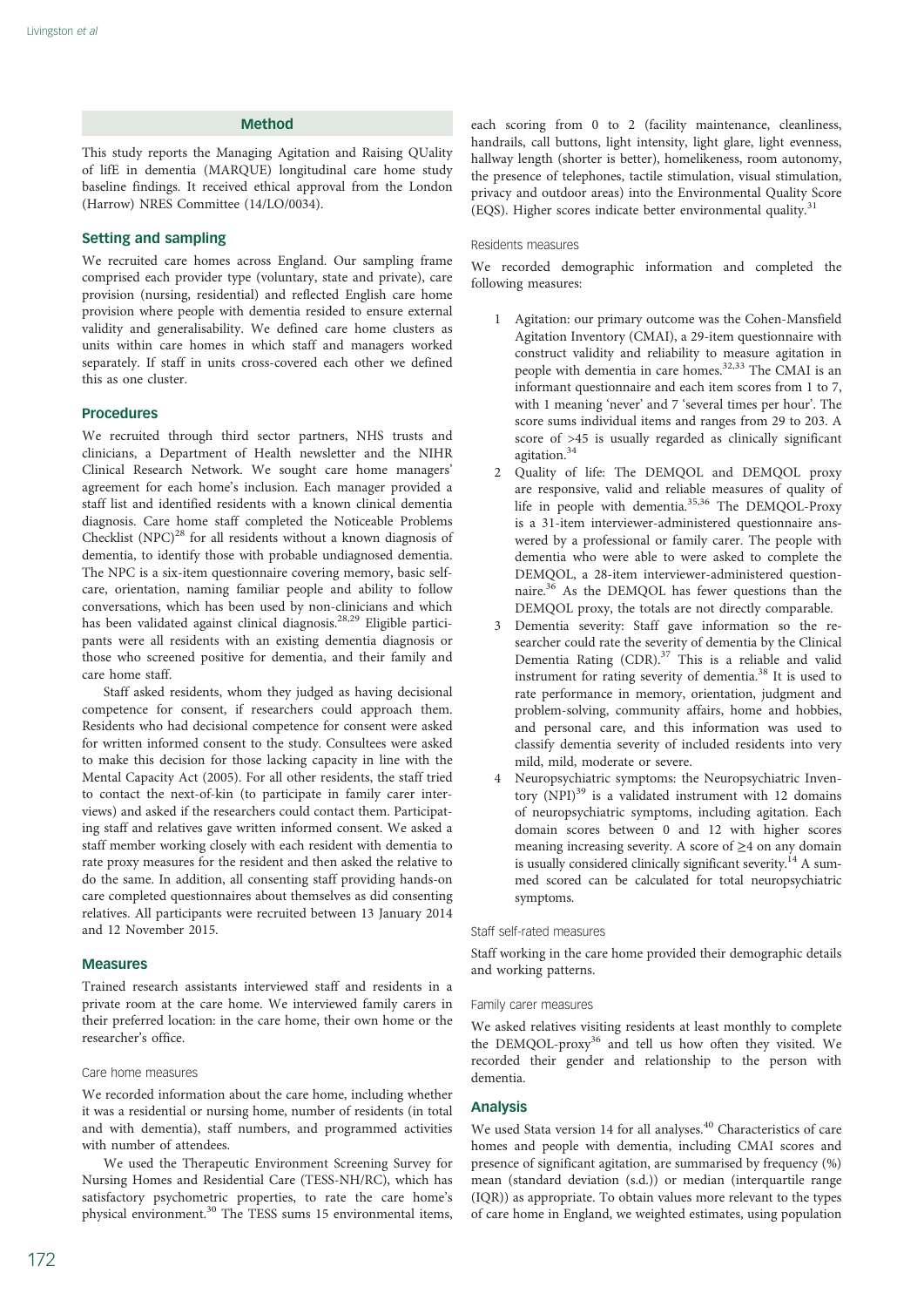## Method

This study reports the Managing Agitation and Raising QUality of lifE in dementia (MARQUE) longitudinal care home study baseline findings. It received ethical approval from the London (Harrow) NRES Committee (14/LO/0034).

### Setting and sampling

We recruited care homes across England. Our sampling frame comprised each provider type (voluntary, state and private), care provision (nursing, residential) and reflected English care home provision where people with dementia resided to ensure external validity and generalisability. We defined care home clusters as units within care homes in which staff and managers worked separately. If staff in units cross-covered each other we defined this as one cluster.

### Procedures

We recruited through third sector partners, NHS trusts and clinicians, a Department of Health newsletter and the NIHR Clinical Research Network. We sought care home managers' agreement for each home's inclusion. Each manager provided a staff list and identified residents with a known clinical dementia diagnosis. Care home staff completed the Noticeable Problems Checklist (NPC)[28] for all residents without a known diagnosis of dementia, to identify those with probable undiagnosed dementia. The NPC is a six-item questionnaire covering memory, basic self-care, orientation, naming familiar people and ability to follow conversations, which has been used by non-clinicians and which has been validated against clinical diagnosis.[28,29] Eligible participants were all residents with an existing dementia diagnosis or those who screened positive for dementia, and their family and care home staff.

Staff asked residents, whom they judged as having decisional competence for consent, if researchers could approach them. Residents who had decisional competence for consent were asked for written informed consent to the study. Consultees were asked to make this decision for those lacking capacity in line with the Mental Capacity Act (2005). For all other residents, the staff tried to contact the next-of-kin (to participate in family carer interviews) and asked if the researchers could contact them. Participating staff and relatives gave written informed consent. We asked a staff member working closely with each resident with dementia to rate proxy measures for the resident and then asked the relative to do the same. In addition, all consenting staff providing hands-on care completed questionnaires about themselves as did consenting relatives. All participants were recruited between 13 January 2014 and 12 November 2015.

### Measures

Trained research assistants interviewed staff and residents in a private room at the care home. We interviewed family carers in their preferred location: in the care home, their own home or the researcher's office.

#### Care home measures

We recorded information about the care home, including whether it was a residential or nursing home, number of residents (in total and with dementia), staff numbers, and programmed activities with number of attendees.

We used the Therapeutic Environment Screening Survey for Nursing Homes and Residential Care (TESS-NH/RC), which has satisfactory psychometric properties, to rate the care home's physical environment.[30] The TESS sums 15 environmental items, each scoring from 0 to 2 (facility maintenance, cleanliness, handrails, call buttons, light intensity, light glare, light evenness, hallway length (shorter is better), homelikeness, room autonomy, the presence of telephones, tactile stimulation, visual stimulation, privacy and outdoor areas) into the Environmental Quality Score (EQS). Higher scores indicate better environmental quality.[31]

#### Residents measures

We recorded demographic information and completed the following measures:

1. Agitation: our primary outcome was the Cohen-Mansfield Agitation Inventory (CMAI), a 29-item questionnaire with construct validity and reliability to measure agitation in people with dementia in care homes.[32,33] The CMAI is an informant questionnaire and each item scores from 1 to 7, with 1 meaning 'never' and 7 'several times per hour'. The score sums individual items and ranges from 29 to 203. A score of >45 is usually regarded as clinically significant agitation.[34]
2. Quality of life: The DEMQOL and DEMQOL proxy are responsive, valid and reliable measures of quality of life in people with dementia.[35,36] The DEMQOL-Proxy is a 31-item interviewer-administered questionnaire answered by a professional or family carer. The people with dementia who were able to were asked to complete the DEMQOL, a 28-item interviewer-administered questionnaire.[36] As the DEMQOL has fewer questions than the DEMQOL proxy, the totals are not directly comparable.
3. Dementia severity: Staff gave information so the researcher could rate the severity of dementia by the Clinical Dementia Rating (CDR).[37] This is a reliable and valid instrument for rating severity of dementia.[38] It is used to rate performance in memory, orientation, judgment and problem-solving, community affairs, home and hobbies, and personal care, and this information was used to classify dementia severity of included residents into very mild, mild, moderate or severe.
4. Neuropsychiatric symptoms: the Neuropsychiatric Inventory (NPI)[39] is a validated instrument with 12 domains of neuropsychiatric symptoms, including agitation. Each domain scores between 0 and 12 with higher scores meaning increasing severity. A score of ≥4 on any domain is usually considered clinically significant severity.[14] A summed scored can be calculated for total neuropsychiatric symptoms.

#### Staff self-rated measures

Staff working in the care home provided their demographic details and working patterns.

#### Family carer measures

We asked relatives visiting residents at least monthly to complete the DEMQOL-proxy[36] and tell us how often they visited. We recorded their gender and relationship to the person with dementia.

### Analysis

We used Stata version 14 for all analyses.[40] Characteristics of care homes and people with dementia, including CMAI scores and presence of significant agitation, are summarised by frequency (%) mean (standard deviation (s.d.)) or median (interquartile range (IQR)) as appropriate. To obtain values more relevant to the types of care home in England, we weighted estimates, using population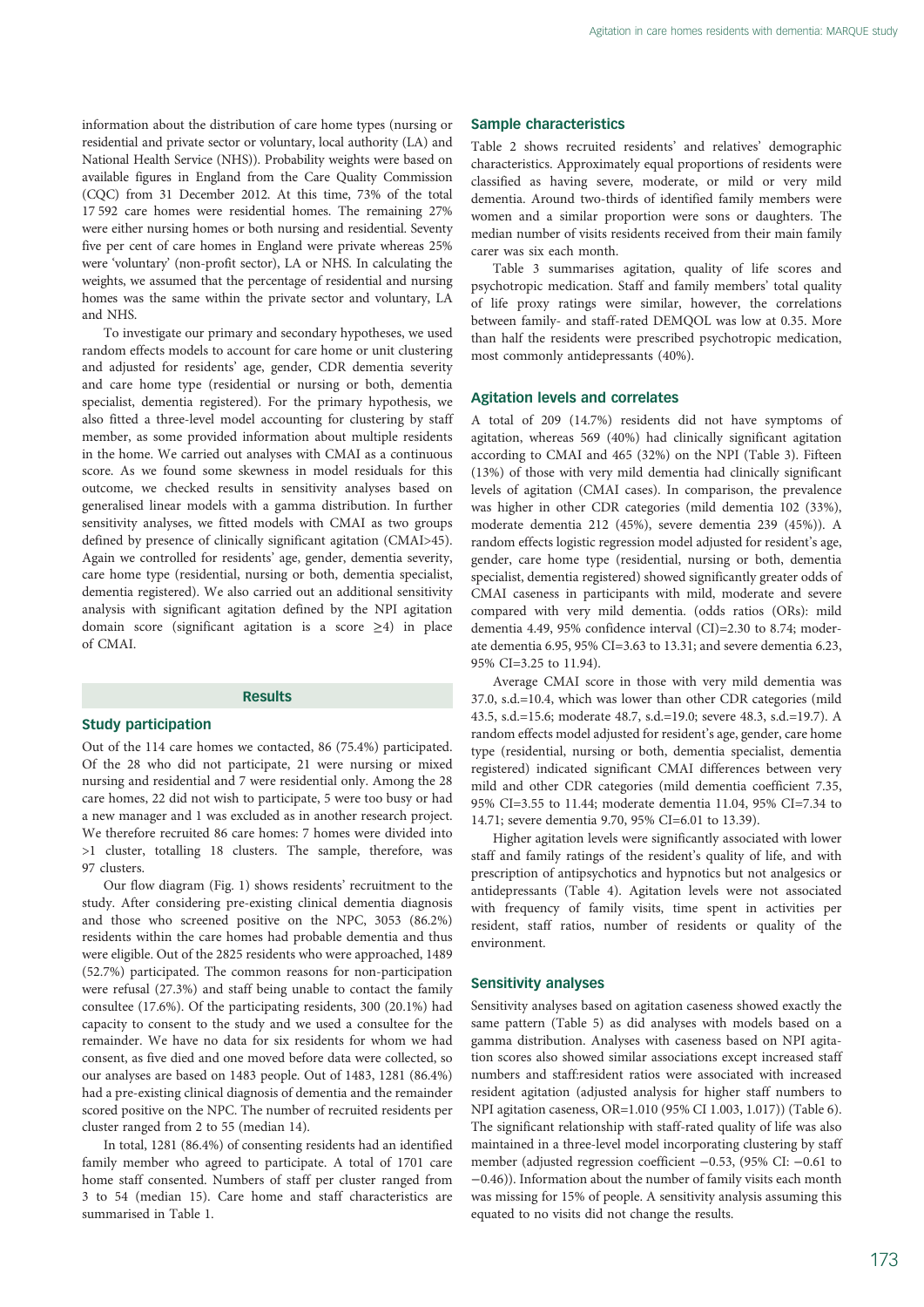information about the distribution of care home types (nursing or residential and private sector or voluntary, local authority (LA) and National Health Service (NHS)). Probability weights were based on available figures in England from the Care Quality Commission (CQC) from 31 December 2012. At this time, 73% of the total 17 592 care homes were residential homes. The remaining 27% were either nursing homes or both nursing and residential. Seventy five per cent of care homes in England were private whereas 25% were 'voluntary' (non-profit sector), LA or NHS. In calculating the weights, we assumed that the percentage of residential and nursing homes was the same within the private sector and voluntary, LA and NHS.

To investigate our primary and secondary hypotheses, we used random effects models to account for care home or unit clustering and adjusted for residents' age, gender, CDR dementia severity and care home type (residential or nursing or both, dementia specialist, dementia registered). For the primary hypothesis, we also fitted a three-level model accounting for clustering by staff member, as some provided information about multiple residents in the home. We carried out analyses with CMAI as a continuous score. As we found some skewness in model residuals for this outcome, we checked results in sensitivity analyses based on generalised linear models with a gamma distribution. In further sensitivity analyses, we fitted models with CMAI as two groups defined by presence of clinically significant agitation (CMAI>45). Again we controlled for residents' age, gender, dementia severity, care home type (residential, nursing or both, dementia specialist, dementia registered). We also carried out an additional sensitivity analysis with significant agitation defined by the NPI agitation domain score (significant agitation is a score ≥4) in place of CMAI.

## Results

### Study participation

Out of the 114 care homes we contacted, 86 (75.4%) participated. Of the 28 who did not participate, 21 were nursing or mixed nursing and residential and 7 were residential only. Among the 28 care homes, 22 did not wish to participate, 5 were too busy or had a new manager and 1 was excluded as in another research project. We therefore recruited 86 care homes: 7 homes were divided into >1 cluster, totalling 18 clusters. The sample, therefore, was 97 clusters.

Our flow diagram (Fig. 1) shows residents' recruitment to the study. After considering pre-existing clinical dementia diagnosis and those who screened positive on the NPC, 3053 (86.2%) residents within the care homes had probable dementia and thus were eligible. Out of the 2825 residents who were approached, 1489 (52.7%) participated. The common reasons for non-participation were refusal (27.3%) and staff being unable to contact the family consultee (17.6%). Of the participating residents, 300 (20.1%) had capacity to consent to the study and we used a consultee for the remainder. We have no data for six residents for whom we had consent, as five died and one moved before data were collected, so our analyses are based on 1483 people. Out of 1483, 1281 (86.4%) had a pre-existing clinical diagnosis of dementia and the remainder scored positive on the NPC. The number of recruited residents per cluster ranged from 2 to 55 (median 14).

In total, 1281 (86.4%) of consenting residents had an identified family member who agreed to participate. A total of 1701 care home staff consented. Numbers of staff per cluster ranged from 3 to 54 (median 15). Care home and staff characteristics are summarised in Table 1.

### Sample characteristics

Table 2 shows recruited residents' and relatives' demographic characteristics. Approximately equal proportions of residents were classified as having severe, moderate, or mild or very mild dementia. Around two-thirds of identified family members were women and a similar proportion were sons or daughters. The median number of visits residents received from their main family carer was six each month.

Table 3 summarises agitation, quality of life scores and psychotropic medication. Staff and family members' total quality of life proxy ratings were similar, however, the correlations between family- and staff-rated DEMQOL was low at 0.35. More than half the residents were prescribed psychotropic medication, most commonly antidepressants (40%).

### Agitation levels and correlates

A total of 209 (14.7%) residents did not have symptoms of agitation, whereas 569 (40%) had clinically significant agitation according to CMAI and 465 (32%) on the NPI (Table 3). Fifteen (13%) of those with very mild dementia had clinically significant levels of agitation (CMAI cases). In comparison, the prevalence was higher in other CDR categories (mild dementia 102 (33%), moderate dementia 212 (45%), severe dementia 239 (45%)). A random effects logistic regression model adjusted for resident's age, gender, care home type (residential, nursing or both, dementia specialist, dementia registered) showed significantly greater odds of CMAI caseness in participants with mild, moderate and severe compared with very mild dementia. (odds ratios (ORs): mild dementia 4.49, 95% confidence interval (CI)=2.30 to 8.74; moderate dementia 6.95, 95% CI=3.63 to 13.31; and severe dementia 6.23, 95% CI=3.25 to 11.94).

Average CMAI score in those with very mild dementia was 37.0, s.d.=10.4, which was lower than other CDR categories (mild 43.5, s.d.=15.6; moderate 48.7, s.d.=19.0; severe 48.3, s.d.=19.7). A random effects model adjusted for resident's age, gender, care home type (residential, nursing or both, dementia specialist, dementia registered) indicated significant CMAI differences between very mild and other CDR categories (mild dementia coefficient 7.35, 95% CI=3.55 to 11.44; moderate dementia 11.04, 95% CI=7.34 to 14.71; severe dementia 9.70, 95% CI=6.01 to 13.39).

Higher agitation levels were significantly associated with lower staff and family ratings of the resident's quality of life, and with prescription of antipsychotics and hypnotics but not analgesics or antidepressants (Table 4). Agitation levels were not associated with frequency of family visits, time spent in activities per resident, staff ratios, number of residents or quality of the environment.

### Sensitivity analyses

Sensitivity analyses based on agitation caseness showed exactly the same pattern (Table 5) as did analyses with models based on a gamma distribution. Analyses with caseness based on NPI agitation scores also showed similar associations except increased staff numbers and staff:resident ratios were associated with increased resident agitation (adjusted analysis for higher staff numbers to NPI agitation caseness, OR=1.010 (95% CI 1.003, 1.017)) (Table 6). The significant relationship with staff-rated quality of life was also maintained in a three-level model incorporating clustering by staff member (adjusted regression coefficient −0.53, (95% CI: −0.61 to −0.46)). Information about the number of family visits each month was missing for 15% of people. A sensitivity analysis assuming this equated to no visits did not change the results.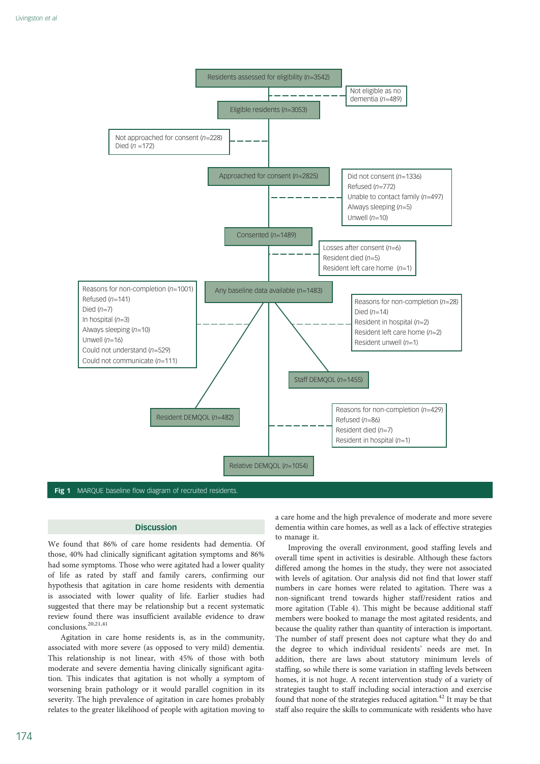Residents assessed for eligibility (*n*=3542)

Not eligible as no dementia (*n*=489)

Eligible residents (*n*=3053)

Not approached for consent (*n*=228)
Died (*n* =172)

Approached for consent (*n*=2825)

Did not consent (*n*=1336)
Refused (*n*=772)
Unable to contact family (*n*=497)
Always sleeping (*n*=5)
Unwell (*n*=10)

Consented (*n*=1489)

Losses after consent (*n*=6)
Resident died (*n*=5)
Resident left care home (*n*=1)

Any baseline data available (*n*=1483)

Reasons for non-completion (*n*=1001)
Refused (*n*=141)
Died (*n*=7)
In hospital (*n*=3)
Always sleeping (*n*=10)
Unwell (*n*=16)
Could not understand (*n*=529)
Could not communicate (*n*=111)

Reasons for non-completion (*n*=28)
Died (*n*=14)
Resident in hospital (*n*=2)
Resident left care home (*n*=2)
Resident unwell (*n*=1)

Staff DEMQOL (*n*=1455)

Resident DEMQOL (*n*=482)

Reasons for non-completion (*n*=429)
Refused (*n*=86)
Resident died (*n*=7)
Resident in hospital (*n*=1)

Relative DEMQOL (*n*=1054)

**Fig 1** MARQUE baseline flow diagram of recruited residents.

## Discussion

We found that 86% of care home residents had dementia. Of those, 40% had clinically significant agitation symptoms and 86% had some symptoms. Those who were agitated had a lower quality of life as rated by staff and family carers, confirming our hypothesis that agitation in care home residents with dementia is associated with lower quality of life. Earlier studies had suggested that there may be relationship but a recent systematic review found there was insufficient available evidence to draw conclusions.[20,21,41]

Agitation in care home residents is, as in the community, associated with more severe (as opposed to very mild) dementia. This relationship is not linear, with 45% of those with both moderate and severe dementia having clinically significant agitation. This indicates that agitation is not wholly a symptom of worsening brain pathology or it would parallel cognition in its severity. The high prevalence of agitation in care homes probably relates to the greater likelihood of people with agitation moving to a care home and the high prevalence of moderate and more severe dementia within care homes, as well as a lack of effective strategies to manage it.

Improving the overall environment, good staffing levels and overall time spent in activities is desirable. Although these factors differed among the homes in the study, they were not associated with levels of agitation. Our analysis did not find that lower staff numbers in care homes were related to agitation. There was a non-significant trend towards higher staff/resident ratios and more agitation (Table 4). This might be because additional staff members were booked to manage the most agitated residents, and because the quality rather than quantity of interaction is important. The number of staff present does not capture what they do and the degree to which individual residents' needs are met. In addition, there are laws about statutory minimum levels of staffing, so while there is some variation in staffing levels between homes, it is not huge. A recent intervention study of a variety of strategies taught to staff including social interaction and exercise found that none of the strategies reduced agitation.[42] It may be that staff also require the skills to communicate with residents who have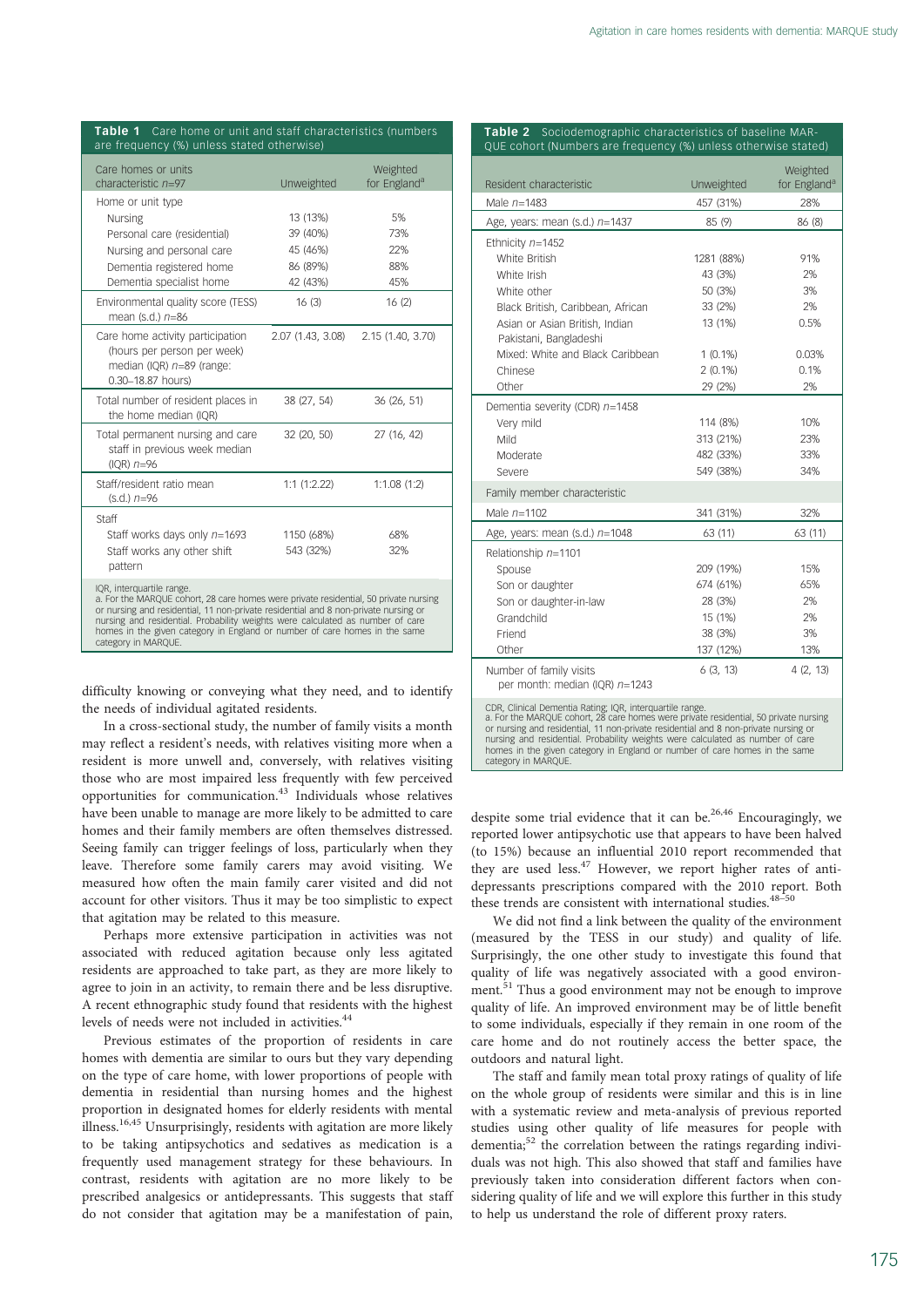**Table 1** Care home or unit and staff characteristics (numbers are frequency (%) unless stated otherwise)

| Care homes or units characteristic $n$=97 | Unweighted | Weighted for England[a] |
|---|---|---|
| Home or unit type | | |
| Nursing | 13 (13%) | 5% |
| Personal care (residential) | 39 (40%) | 73% |
| Nursing and personal care | 45 (46%) | 22% |
| Dementia registered home | 86 (89%) | 88% |
| Dementia specialist home | 42 (43%) | 45% |
| Environmental quality score (TESS) mean (s.d.) $n$=86 | 16 (3) | 16 (2) |
| Care home activity participation (hours per person per week) median (IQR) $n$=89 (range: 0.30–18.87 hours) | 2.07 (1.43, 3.08) | 2.15 (1.40, 3.70) |
| Total number of resident places in the home median (IQR) | 38 (27, 54) | 36 (26, 51) |
| Total permanent nursing and care staff in previous week median (IQR) $n$=96 | 32 (20, 50) | 27 (16, 42) |
| Staff/resident ratio mean (s.d.) $n$=96 | 1:1 (1:2.22) | 1:1.08 (1:2) |
| Staff | | |
| Staff works days only $n$=1693 | 1150 (68%) | 68% |
| Staff works any other shift pattern | 543 (32%) | 32% |

IQR, interquartile range.
a. For the MARQUE cohort, 28 care homes were private residential, 50 private nursing or nursing and residential, 11 non-private residential and 8 non-private nursing or nursing and residential. Probability weights were calculated as number of care homes in the given category in England or number of care homes in the same category in MARQUE.

**Table 2** Sociodemographic characteristics of baseline MARQUE cohort (Numbers are frequency (%) unless otherwise stated)

| Resident characteristic | Unweighted | Weighted for England[a] |
|---|---|---|
| Male $n$=1483 | 457 (31%) | 28% |
| Age, years: mean (s.d.) $n$=1437 | 85 (9) | 86 (8) |
| Ethnicity $n$=1452 | | |
| White British | 1281 (88%) | 91% |
| White Irish | 43 (3%) | 2% |
| White other | 50 (3%) | 3% |
| Black British, Caribbean, African | 33 (2%) | 2% |
| Asian or Asian British, Indian Pakistani, Bangladeshi | 13 (1%) | 0.5% |
| Mixed: White and Black Caribbean | 1 (0.1%) | 0.03% |
| Chinese | 2 (0.1%) | 0.1% |
| Other | 29 (2%) | 2% |
| Dementia severity (CDR) $n$=1458 | | |
| Very mild | 114 (8%) | 10% |
| Mild | 313 (21%) | 23% |
| Moderate | 482 (33%) | 33% |
| Severe | 549 (38%) | 34% |
| Family member characteristic | | |
| Male $n$=1102 | 341 (31%) | 32% |
| Age, years: mean (s.d.) $n$=1048 | 63 (11) | 63 (11) |
| Relationship $n$=1101 | | |
| Spouse | 209 (19%) | 15% |
| Son or daughter | 674 (61%) | 65% |
| Son or daughter-in-law | 28 (3%) | 2% |
| Grandchild | 15 (1%) | 2% |
| Friend | 38 (3%) | 3% |
| Other | 137 (12%) | 13% |
| Number of family visits per month: median (IQR) $n$=1243 | 6 (3, 13) | 4 (2, 13) |

CDR, Clinical Dementia Rating; IQR, interquartile range.
a. For the MARQUE cohort, 28 care homes were private residential, 50 private nursing or nursing and residential, 11 non-private residential and 8 non-private nursing or nursing and residential. Probability weights were calculated as number of care homes in the given category in England or number of care homes in the same category in MARQUE.

difficulty knowing or conveying what they need, and to identify the needs of individual agitated residents.

In a cross-sectional study, the number of family visits a month may reflect a resident's needs, with relatives visiting more when a resident is more unwell and, conversely, with relatives visiting those who are most impaired less frequently with few perceived opportunities for communication.[43] Individuals whose relatives have been unable to manage are more likely to be admitted to care homes and their family members are often themselves distressed. Seeing family can trigger feelings of loss, particularly when they leave. Therefore some family carers may avoid visiting. We measured how often the main family carer visited and did not account for other visitors. Thus it may be too simplistic to expect that agitation may be related to this measure.

Perhaps more extensive participation in activities was not associated with reduced agitation because only less agitated residents are approached to take part, as they are more likely to agree to join in an activity, to remain there and be less disruptive. A recent ethnographic study found that residents with the highest levels of needs were not included in activities.[44]

Previous estimates of the proportion of residents in care homes with dementia are similar to ours but they vary depending on the type of care home, with lower proportions of people with dementia in residential than nursing homes and the highest proportion in designated homes for elderly residents with mental illness.[16,45] Unsurprisingly, residents with agitation are more likely to be taking antipsychotics and sedatives as medication is a frequently used management strategy for these behaviours. In contrast, residents with agitation are no more likely to be prescribed analgesics or antidepressants. This suggests that staff do not consider that agitation may be a manifestation of pain, despite some trial evidence that it can be.[26,46] Encouragingly, we reported lower antipsychotic use that appears to have been halved (to 15%) because an influential 2010 report recommended that they are used less.[47] However, we report higher rates of antidepressants prescriptions compared with the 2010 report. Both these trends are consistent with international studies.[48–50]

We did not find a link between the quality of the environment (measured by the TESS in our study) and quality of life. Surprisingly, the one other study to investigate this found that quality of life was negatively associated with a good environment.[51] Thus a good environment may not be enough to improve quality of life. An improved environment may be of little benefit to some individuals, especially if they remain in one room of the care home and do not routinely access the better space, the outdoors and natural light.

The staff and family mean total proxy ratings of quality of life on the whole group of residents were similar and this is in line with a systematic review and meta-analysis of previous reported studies using other quality of life measures for people with dementia;[52] the correlation between the ratings regarding individuals was not high. This also showed that staff and families have previously taken into consideration different factors when considering quality of life and we will explore this further in this study to help us understand the role of different proxy raters.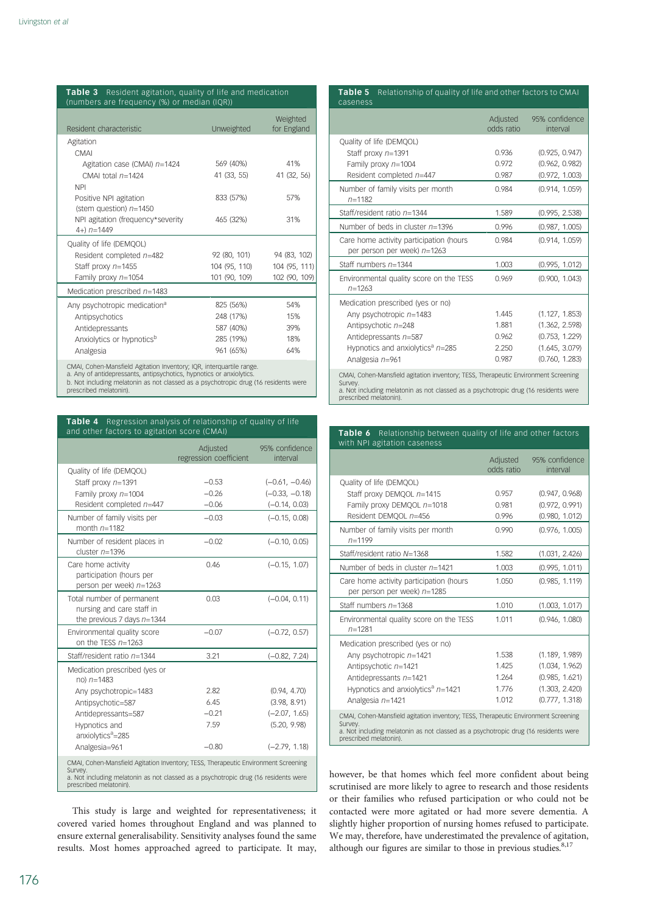**Table 3** Resident agitation, quality of life and medication (numbers are frequency (%) or median (IQR))

| Resident characteristic | Unweighted | Weighted for England |
|---|---|---|
| Agitation | | |
| CMAI | | |
| Agitation case (CMAI) *n*=1424 | 569 (40%) | 41% |
| CMAI total *n*=1424 | 41 (33, 55) | 41 (32, 56) |
| NPI | | |
| Positive NPI agitation (stem question) *n*=1450 | 833 (57%) | 57% |
| NPI agitation (frequency*severity 4+) *n*=1449 | 465 (32%) | 31% |
| Quality of life (DEMQOL) | | |
| Resident completed *n*=482 | 92 (80, 101) | 94 (83, 102) |
| Staff proxy *n*=1455 | 104 (95, 110) | 104 (95, 111) |
| Family proxy *n*=1054 | 101 (90, 109) | 102 (90, 109) |
| Medication prescribed *n*=1483 | | |
| Any psychotropic medication[a] | 825 (56%) | 54% |
| Antipsychotics | 248 (17%) | 15% |
| Antidepressants | 587 (40%) | 39% |
| Anxiolytics or hypnotics[b] | 285 (19%) | 18% |
| Analgesia | 961 (65%) | 64% |

CMAI, Cohen-Mansfield Agitation Inventory; IQR, interquartile range.
a. Any of antidepressants, antipsychotics, hypnotics or anxiolytics.
b. Not including melatonin as not classed as a psychotropic drug (16 residents were prescribed melatonin).

**Table 4** Regression analysis of relationship of quality of life and other factors to agitation score (CMAI)

| | Adjusted regression coefficient | 95% confidence interval |
|---|---|---|
| Quality of life (DEMQOL) | | |
| Staff proxy *n*=1391 | −0.53 | (−0.61, −0.46) |
| Family proxy *n*=1004 | −0.26 | (−0.33, −0.18) |
| Resident completed *n*=447 | −0.06 | (−0.14, 0.03) |
| Number of family visits per month *n*=1182 | −0.03 | (−0.15, 0.08) |
| Number of resident places in cluster *n*=1396 | −0.02 | (−0.10, 0.05) |
| Care home activity participation (hours per person per week) *n*=1263 | 0.46 | (−0.15, 1.07) |
| Total number of permanent nursing and care staff in the previous 7 days *n*=1344 | 0.03 | (−0.04, 0.11) |
| Environmental quality score on the TESS *n*=1263 | −0.07 | (−0.72, 0.57) |
| Staff/resident ratio *n*=1344 | 3.21 | (−0.82, 7.24) |
| Medication prescribed (yes or no) *n*=1483 | | |
| Any psychotropic=1483 | 2.82 | (0.94, 4.70) |
| Antipsychotic=587 | 6.45 | (3.98, 8.91) |
| Antidepressants=587 | −0.21 | (−2.07, 1.65) |
| Hypnotics and anxiolytics[a]=285 | 7.59 | (5.20, 9.98) |
| Analgesia=961 | −0.80 | (−2.79, 1.18) |

CMAI, Cohen-Mansfield Agitation Inventory; TESS, Therapeutic Environment Screening Survey.
a. Not including melatonin as not classed as a psychotropic drug (16 residents were prescribed melatonin).

**Table 5** Relationship of quality of life and other factors to CMAI caseness

| | Adjusted odds ratio | 95% confidence interval |
|---|---|---|
| Quality of life (DEMQOL) | | |
| Staff proxy *n*=1391 | 0.936 | (0.925, 0.947) |
| Family proxy *n*=1004 | 0.972 | (0.962, 0.982) |
| Resident completed *n*=447 | 0.987 | (0.972, 1.003) |
| Number of family visits per month *n*=1182 | 0.984 | (0.914, 1.059) |
| Staff/resident ratio *n*=1344 | 1.589 | (0.995, 2.538) |
| Number of beds in cluster *n*=1396 | 0.996 | (0.987, 1.005) |
| Care home activity participation (hours per person per week) *n*=1263 | 0.984 | (0.914, 1.059) |
| Staff numbers *n*=1344 | 1.003 | (0.995, 1.012) |
| Environmental quality score on the TESS *n*=1263 | 0.969 | (0.900, 1.043) |
| Medication prescribed (yes or no) | | |
| Any psychotropic *n*=1483 | 1.445 | (1.127, 1.853) |
| Antipsychotic *n*=248 | 1.881 | (1.362, 2.598) |
| Antidepressants *n*=587 | 0.962 | (0.753, 1.229) |
| Hypnotics and anxiolytics[a] *n*=285 | 2.250 | (1.645, 3.079) |
| Analgesia *n*=961 | 0.987 | (0.760, 1.283) |

CMAI, Cohen-Mansfield agitation inventory; TESS, Therapeutic Environment Screening Survey.
a. Not including melatonin as not classed as a psychotropic drug (16 residents were prescribed melatonin).

**Table 6** Relationship between quality of life and other factors with NPI agitation caseness

| | Adjusted odds ratio | 95% confidence interval |
|---|---|---|
| Quality of life (DEMQOL) | | |
| Staff proxy DEMQOL *n*=1415 | 0.957 | (0.947, 0.968) |
| Family proxy DEMQOL *n*=1018 | 0.981 | (0.972, 0.991) |
| Resident DEMQOL *n*=456 | 0.996 | (0.980, 1.012) |
| Number of family visits per month *n*=1199 | 0.990 | (0.976, 1.005) |
| Staff/resident ratio *N*=1368 | 1.582 | (1.031, 2.426) |
| Number of beds in cluster *n*=1421 | 1.003 | (0.995, 1.011) |
| Care home activity participation (hours per person per week) *n*=1285 | 1.050 | (0.985, 1.119) |
| Staff numbers *n*=1368 | 1.010 | (1.003, 1.017) |
| Environmental quality score on the TESS *n*=1281 | 1.011 | (0.946, 1.080) |
| Medication prescribed (yes or no) | | |
| Any psychotropic *n*=1421 | 1.538 | (1.189, 1.989) |
| Antipsychotic *n*=1421 | 1.425 | (1.034, 1.962) |
| Antidepressants *n*=1421 | 1.264 | (0.985, 1.621) |
| Hypnotics and anxiolytics[a] *n*=1421 | 1.776 | (1.303, 2.420) |
| Analgesia *n*=1421 | 1.012 | (0.777, 1.318) |

CMAI, Cohen-Mansfield agitation inventory; TESS, Therapeutic Environment Screening Survey.
a. Not including melatonin as not classed as a psychotropic drug (16 residents were prescribed melatonin).

This study is large and weighted for representativeness; it covered varied homes throughout England and was planned to ensure external generalisability. Sensitivity analyses found the same results. Most homes approached agreed to participate. It may, however, be that homes which feel more confident about being scrutinised are more likely to agree to research and those residents or their families who refused participation or who could not be contacted were more agitated or had more severe dementia. A slightly higher proportion of nursing homes refused to participate. We may, therefore, have underestimated the prevalence of agitation, although our figures are similar to those in previous studies.[8,17]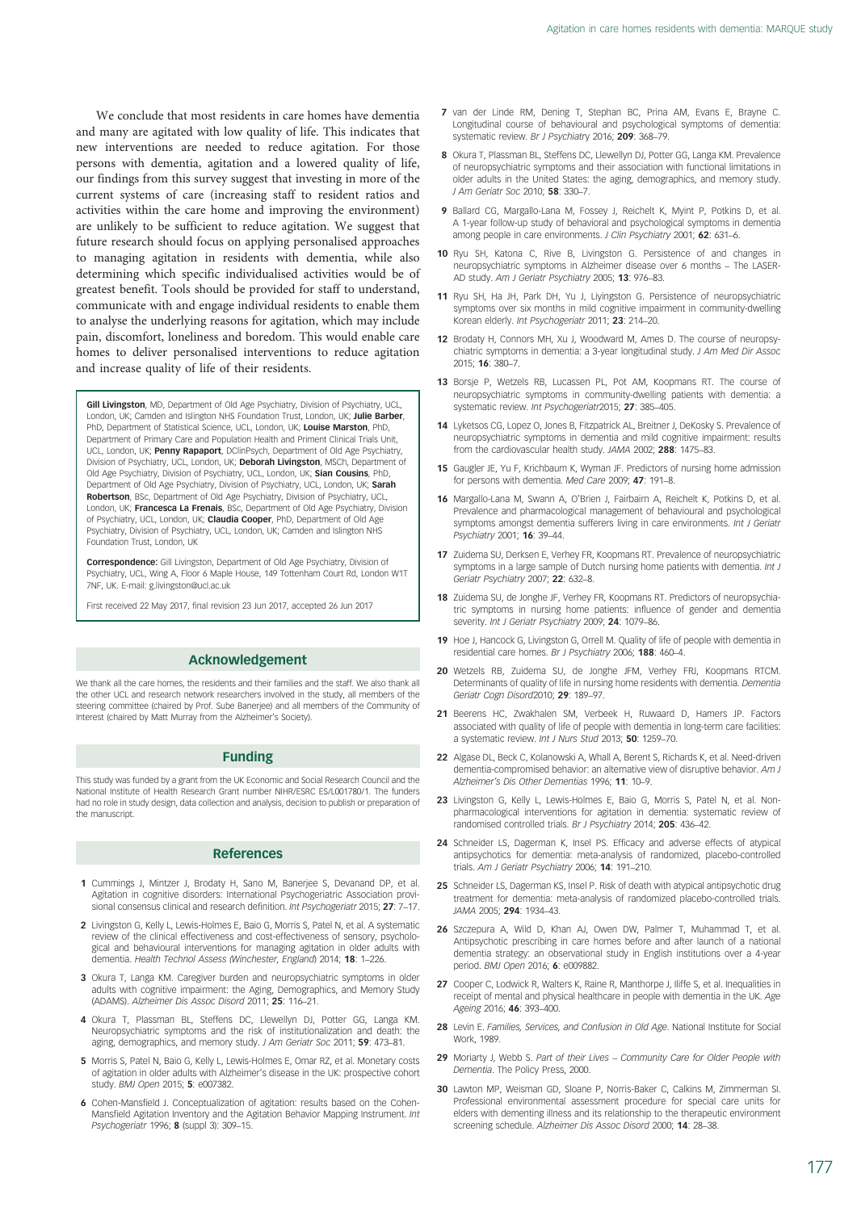We conclude that most residents in care homes have dementia and many are agitated with low quality of life. This indicates that new interventions are needed to reduce agitation. For those persons with dementia, agitation and a lowered quality of life, our findings from this survey suggest that investing in more of the current systems of care (increasing staff to resident ratios and activities within the care home and improving the environment) are unlikely to be sufficient to reduce agitation. We suggest that future research should focus on applying personalised approaches to managing agitation in residents with dementia, while also determining which specific individualised activities would be of greatest benefit. Tools should be provided for staff to understand, communicate with and engage individual residents to enable them to analyse the underlying reasons for agitation, which may include pain, discomfort, loneliness and boredom. This would enable care homes to deliver personalised interventions to reduce agitation and increase quality of life of their residents.

**Gill Livingston**, MD, Department of Old Age Psychiatry, Division of Psychiatry, UCL, London, UK; Camden and Islington NHS Foundation Trust, London, UK; **Julie Barber**, PhD, Department of Statistical Science, UCL, London, UK; **Louise Marston**, PhD, Department of Primary Care and Population Health and Priment Clinical Trials Unit, UCL, London, UK; **Penny Rapaport**, DClinPsych, Department of Old Age Psychiatry, Division of Psychiatry, UCL, London, UK; **Deborah Livingston**, MSCh, Department of Old Age Psychiatry, Division of Psychiatry, UCL, London, UK; **Sian Cousins**, PhD, Department of Old Age Psychiatry, Division of Psychiatry, UCL, London, UK; **Sarah Robertson**, BSc, Department of Old Age Psychiatry, Division of Psychiatry, UCL, London, UK; **Francesca La Frenais**, BSc, Department of Old Age Psychiatry, Division of Psychiatry, UCL, London, UK; **Claudia Cooper**, PhD, Department of Old Age Psychiatry, Division of Psychiatry, UCL, London, UK; Camden and Islington NHS Foundation Trust, London, UK

**Correspondence:** Gill Livingston, Department of Old Age Psychiatry, Division of Psychiatry, UCL, Wing A, Floor 6 Maple House, 149 Tottenham Court Rd, London W1T 7NF, UK. E-mail: g.livingston@ucl.ac.uk

First received 22 May 2017, final revision 23 Jun 2017, accepted 26 Jun 2017

## Acknowledgement

We thank all the care homes, the residents and their families and the staff. We also thank all the other UCL and research network researchers involved in the study, all members of the steering committee (chaired by Prof. Sube Banerjee) and all members of the Community of Interest (chaired by Matt Murray from the Alzheimer's Society).

## Funding

This study was funded by a grant from the UK Economic and Social Research Council and the National Institute of Health Research Grant number NIHR/ESRC ES/L001780/1. The funders had no role in study design, data collection and analysis, decision to publish or preparation of the manuscript.

## References

1. Cummings J, Mintzer J, Brodaty H, Sano M, Banerjee S, Devanand DP, et al. Agitation in cognitive disorders: International Psychogeriatric Association provisional consensus clinical and research definition. *Int Psychogeriatr* 2015; **27**: 7–17.
2. Livingston G, Kelly L, Lewis-Holmes E, Baio G, Morris S, Patel N, et al. A systematic review of the clinical effectiveness and cost-effectiveness of sensory, psychological and behavioural interventions for managing agitation in older adults with dementia. *Health Technol Assess (Winchester, England)* 2014; **18**: 1–226.
3. Okura T, Langa KM. Caregiver burden and neuropsychiatric symptoms in older adults with cognitive impairment: the Aging, Demographics, and Memory Study (ADAMS). *Alzheimer Dis Assoc Disord* 2011; **25**: 116–21.
4. Okura T, Plassman BL, Steffens DC, Llewellyn DJ, Potter GG, Langa KM. Neuropsychiatric symptoms and the risk of institutionalization and death: the aging, demographics, and memory study. *J Am Geriatr Soc* 2011; **59**: 473–81.
5. Morris S, Patel N, Baio G, Kelly L, Lewis-Holmes E, Omar RZ, et al. Monetary costs of agitation in older adults with Alzheimer's disease in the UK: prospective cohort study. *BMJ Open* 2015; **5**: e007382.
6. Cohen-Mansfield J. Conceptualization of agitation: results based on the Cohen-Mansfield Agitation Inventory and the Agitation Behavior Mapping Instrument. *Int Psychogeriatr* 1996; **8** (suppl 3): 309–15.
7. van der Linde RM, Dening T, Stephan BC, Prina AM, Evans E, Brayne C. Longitudinal course of behavioural and psychological symptoms of dementia: systematic review. *Br J Psychiatry* 2016; **209**: 368–79.
8. Okura T, Plassman BL, Steffens DC, Llewellyn DJ, Potter GG, Langa KM. Prevalence of neuropsychiatric symptoms and their association with functional limitations in older adults in the United States: the aging, demographics, and memory study. *J Am Geriatr Soc* 2010; **58**: 330–7.
9. Ballard CG, Margallo-Lana M, Fossey J, Reichelt K, Myint P, Potkins D, et al. A 1-year follow-up study of behavioral and psychological symptoms in dementia among people in care environments. *J Clin Psychiatry* 2001; **62**: 631–6.
10. Ryu SH, Katona C, Rive B, Livingston G. Persistence of and changes in neuropsychiatric symptoms in Alzheimer disease over 6 months – The LASER-AD study. *Am J Geriatr Psychiatry* 2005; **13**: 976–83.
11. Ryu SH, Ha JH, Park DH, Yu J, Livingston G. Persistence of neuropsychiatric symptoms over six months in mild cognitive impairment in community-dwelling Korean elderly. *Int Psychogeriatr* 2011; **23**: 214–20.
12. Brodaty H, Connors MH, Xu J, Woodward M, Ames D. The course of neuropsychiatric symptoms in dementia: a 3-year longitudinal study. *J Am Med Dir Assoc* 2015; **16**: 380–7.
13. Borsje P, Wetzels RB, Lucassen PL, Pot AM, Koopmans RT. The course of neuropsychiatric symptoms in community-dwelling patients with dementia: a systematic review. *Int Psychogeriatr*2015; **27**: 385–405.
14. Lyketsos CG, Lopez O, Jones B, Fitzpatrick AL, Breitner J, DeKosky S. Prevalence of neuropsychiatric symptoms in dementia and mild cognitive impairment: results from the cardiovascular health study. *JAMA* 2002; **288**: 1475–83.
15. Gaugler JE, Yu F, Krichbaum K, Wyman JF. Predictors of nursing home admission for persons with dementia. *Med Care* 2009; **47**: 191–8.
16. Margallo-Lana M, Swann A, O'Brien J, Fairbairn A, Reichelt K, Potkins D, et al. Prevalence and pharmacological management of behavioural and psychological symptoms amongst dementia sufferers living in care environments. *Int J Geriatr Psychiatry* 2001; **16**: 39–44.
17. Zuidema SU, Derksen E, Verhey FR, Koopmans RT. Prevalence of neuropsychiatric symptoms in a large sample of Dutch nursing home patients with dementia. *Int J Geriatr Psychiatry* 2007; **22**: 632–8.
18. Zuidema SU, de Jonghe JF, Verhey FR, Koopmans RT. Predictors of neuropsychiatric symptoms in nursing home patients: influence of gender and dementia severity. *Int J Geriatr Psychiatry* 2009; **24**: 1079–86.
19. Hoe J, Hancock G, Livingston G, Orrell M. Quality of life of people with dementia in residential care homes. *Br J Psychiatry* 2006; **188**: 460–4.
20. Wetzels RB, Zuidema SU, de Jonghe JFM, Verhey FRJ, Koopmans RTCM. Determinants of quality of life in nursing home residents with dementia. *Dementia Geriatr Cogn Disord*2010; **29**: 189–97.
21. Beerens HC, Zwakhalen SM, Verbeek H, Ruwaard D, Hamers JP. Factors associated with quality of life of people with dementia in long-term care facilities: a systematic review. *Int J Nurs Stud* 2013; **50**: 1259–70.
22. Algase DL, Beck C, Kolanowski A, Whall A, Berent S, Richards K, et al. Need-driven dementia-compromised behavior: an alternative view of disruptive behavior. *Am J Alzheimer's Dis Other Dementias* 1996; **11**: 10–9.
23. Livingston G, Kelly L, Lewis-Holmes E, Baio G, Morris S, Patel N, et al. Non-pharmacological interventions for agitation in dementia: systematic review of randomised controlled trials. *Br J Psychiatry* 2014; **205**: 436–42.
24. Schneider LS, Dagerman K, Insel PS. Efficacy and adverse effects of atypical antipsychotics for dementia: meta-analysis of randomized, placebo-controlled trials. *Am J Geriatr Psychiatry* 2006; **14**: 191–210.
25. Schneider LS, Dagerman KS, Insel P. Risk of death with atypical antipsychotic drug treatment for dementia: meta-analysis of randomized placebo-controlled trials. *JAMA* 2005; **294**: 1934–43.
26. Szczepura A, Wild D, Khan AJ, Owen DW, Palmer T, Muhammad T, et al. Antipsychotic prescribing in care homes before and after launch of a national dementia strategy: an observational study in English institutions over a 4-year period. *BMJ Open* 2016; **6**: e009882.
27. Cooper C, Lodwick R, Walters K, Raine R, Manthorpe J, Iliffe S, et al. Inequalities in receipt of mental and physical healthcare in people with dementia in the UK. *Age Ageing* 2016; **46**: 393–400.
28. Levin E. *Families, Services, and Confusion in Old Age*. National Institute for Social Work, 1989.
29. Moriarty J, Webb S. *Part of their Lives – Community Care for Older People with Dementia*. The Policy Press, 2000.
30. Lawton MP, Weisman GD, Sloane P, Norris-Baker C, Calkins M, Zimmerman SI. Professional environmental assessment procedure for special care units for elders with dementing illness and its relationship to the therapeutic environment screening schedule. *Alzheimer Dis Assoc Disord* 2000; **14**: 28–38.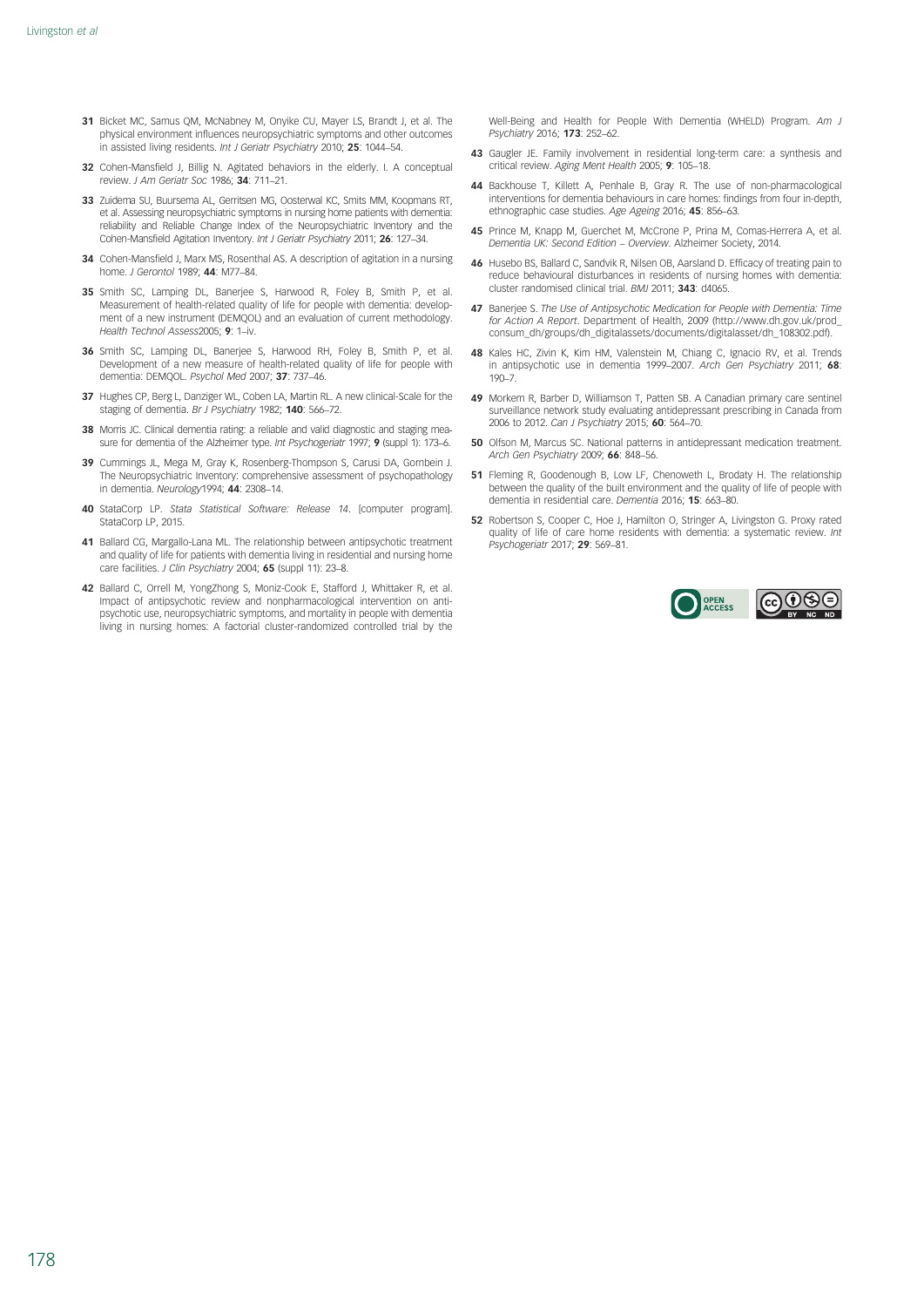31 Bicket MC, Samus QM, McNabney M, Onyike CU, Mayer LS, Brandt J, et al. The physical environment influences neuropsychiatric symptoms and other outcomes in assisted living residents. *Int J Geriatr Psychiatry* 2010; **25**: 1044–54.

32 Cohen-Mansfield J, Billig N. Agitated behaviors in the elderly. I. A conceptual review. *J Am Geriatr Soc* 1986; **34**: 711–21.

33 Zuidema SU, Buursema AL, Gerritsen MG, Oosterwal KC, Smits MM, Koopmans RT, et al. Assessing neuropsychiatric symptoms in nursing home patients with dementia: reliability and Reliable Change Index of the Neuropsychiatric Inventory and the Cohen-Mansfield Agitation Inventory. *Int J Geriatr Psychiatry* 2011; **26**: 127–34.

34 Cohen-Mansfield J, Marx MS, Rosenthal AS. A description of agitation in a nursing home. *J Gerontol* 1989; **44**: M77–84.

35 Smith SC, Lamping DL, Banerjee S, Harwood R, Foley B, Smith P, et al. Measurement of health-related quality of life for people with dementia: development of a new instrument (DEMQOL) and an evaluation of current methodology. *Health Technol Assess*2005; **9**: 1–iv.

36 Smith SC, Lamping DL, Banerjee S, Harwood RH, Foley B, Smith P, et al. Development of a new measure of health-related quality of life for people with dementia: DEMQOL. *Psychol Med* 2007; **37**: 737–46.

37 Hughes CP, Berg L, Danziger WL, Coben LA, Martin RL. A new clinical-Scale for the staging of dementia. *Br J Psychiatry* 1982; **140**: 566–72.

38 Morris JC. Clinical dementia rating: a reliable and valid diagnostic and staging measure for dementia of the Alzheimer type. *Int Psychogeriatr* 1997; **9** (suppl 1): 173–6.

39 Cummings JL, Mega M, Gray K, Rosenberg-Thompson S, Carusi DA, Gornbein J. The Neuropsychiatric Inventory: comprehensive assessment of psychopathology in dementia. *Neurology*1994; **44**: 2308–14.

40 StataCorp LP. *Stata Statistical Software: Release 14*. [computer program]. StataCorp LP, 2015.

41 Ballard CG, Margallo-Lana ML. The relationship between antipsychotic treatment and quality of life for patients with dementia living in residential and nursing home care facilities. *J Clin Psychiatry* 2004; **65** (suppl 11): 23–8.

42 Ballard C, Orrell M, YongZhong S, Moniz-Cook E, Stafford J, Whittaker R, et al. Impact of antipsychotic review and nonpharmacological intervention on antipsychotic use, neuropsychiatric symptoms, and mortality in people with dementia living in nursing homes: A factorial cluster-randomized controlled trial by the Well-Being and Health for People With Dementia (WHELD) Program. *Am J Psychiatry* 2016; **173**: 252–62.

43 Gaugler JE. Family involvement in residential long-term care: a synthesis and critical review. *Aging Ment Health* 2005; **9**: 105–18.

44 Backhouse T, Killett A, Penhale B, Gray R. The use of non-pharmacological interventions for dementia behaviours in care homes: findings from four in-depth, ethnographic case studies. *Age Ageing* 2016; **45**: 856–63.

45 Prince M, Knapp M, Guerchet M, McCrone P, Prina M, Comas-Herrera A, et al. *Dementia UK: Second Edition – Overview*. Alzheimer Society, 2014.

46 Husebo BS, Ballard C, Sandvik R, Nilsen OB, Aarsland D. Efficacy of treating pain to reduce behavioural disturbances in residents of nursing homes with dementia: cluster randomised clinical trial. *BMJ* 2011; **343**: d4065.

47 Banerjee S. *The Use of Antipsychotic Medication for People with Dementia: Time for Action A Report*. Department of Health, 2009 (http://www.dh.gov.uk/prod_consum_dh/groups/dh_digitalassets/documents/digitalasset/dh_108302.pdf).

48 Kales HC, Zivin K, Kim HM, Valenstein M, Chiang C, Ignacio RV, et al. Trends in antipsychotic use in dementia 1999–2007. *Arch Gen Psychiatry* 2011; **68**: 190–7.

49 Morkem R, Barber D, Williamson T, Patten SB. A Canadian primary care sentinel surveillance network study evaluating antidepressant prescribing in Canada from 2006 to 2012. *Can J Psychiatry* 2015; **60**: 564–70.

50 Olfson M, Marcus SC. National patterns in antidepressant medication treatment. *Arch Gen Psychiatry* 2009; **66**: 848–56.

51 Fleming R, Goodenough B, Low LF, Chenoweth L, Brodaty H. The relationship between the quality of the built environment and the quality of life of people with dementia in residential care. *Dementia* 2016; **15**: 663–80.

52 Robertson S, Cooper C, Hoe J, Hamilton O, Stringer A, Livingston G. Proxy rated quality of life of care home residents with dementia: a systematic review. *Int Psychogeriatr* 2017; **29**: 569–81.